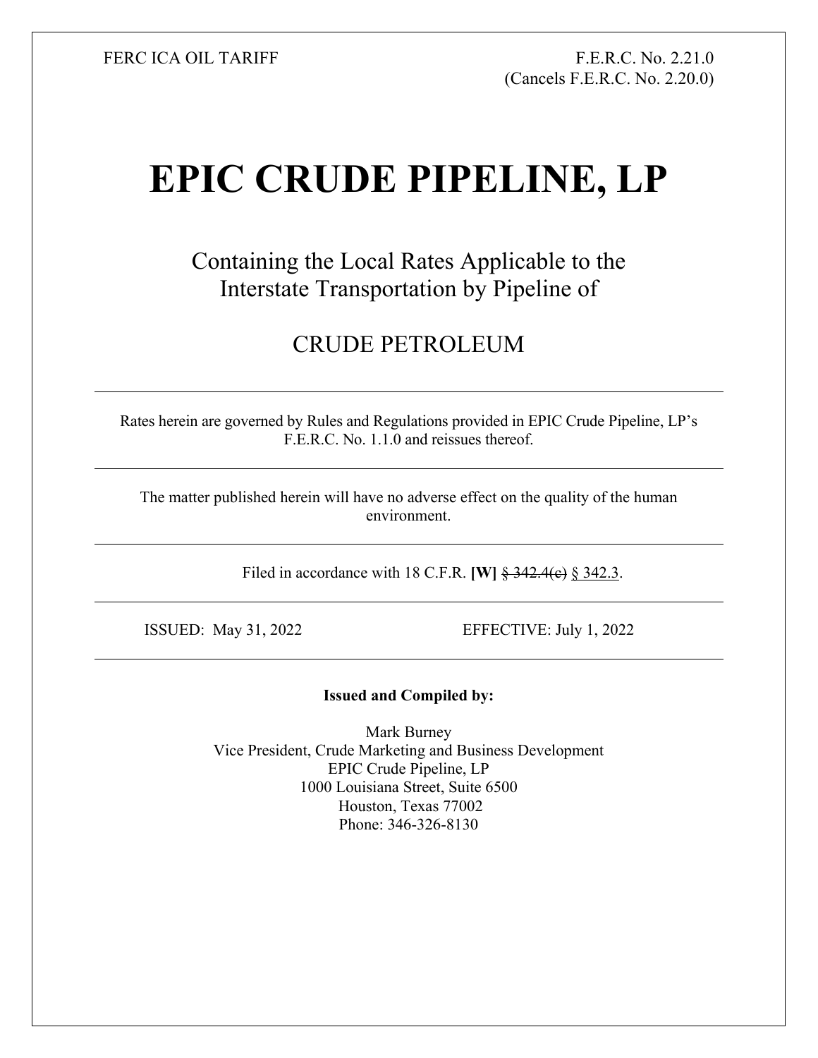FERC ICA OIL TARIFF

F.E.R.C. No. 2.21.0
(Cancels F.E.R.C. No. 2.20.0)

# EPIC CRUDE PIPELINE, LP

Containing the Local Rates Applicable to the
Interstate Transportation by Pipeline of

CRUDE PETROLEUM

---

Rates herein are governed by Rules and Regulations provided in EPIC Crude Pipeline, LP's F.E.R.C. No. 1.1.0 and reissues thereof.

---

The matter published herein will have no adverse effect on the quality of the human environment.

---

Filed in accordance with 18 C.F.R. **[W]** ~~§ 342.4(c)~~ <u>§ 342.3</u>.

---

ISSUED: May 31, 2022 EFFECTIVE: July 1, 2022

---

**Issued and Compiled by:**

Mark Burney
Vice President, Crude Marketing and Business Development
EPIC Crude Pipeline, LP
1000 Louisiana Street, Suite 6500
Houston, Texas 77002
Phone: 346-326-8130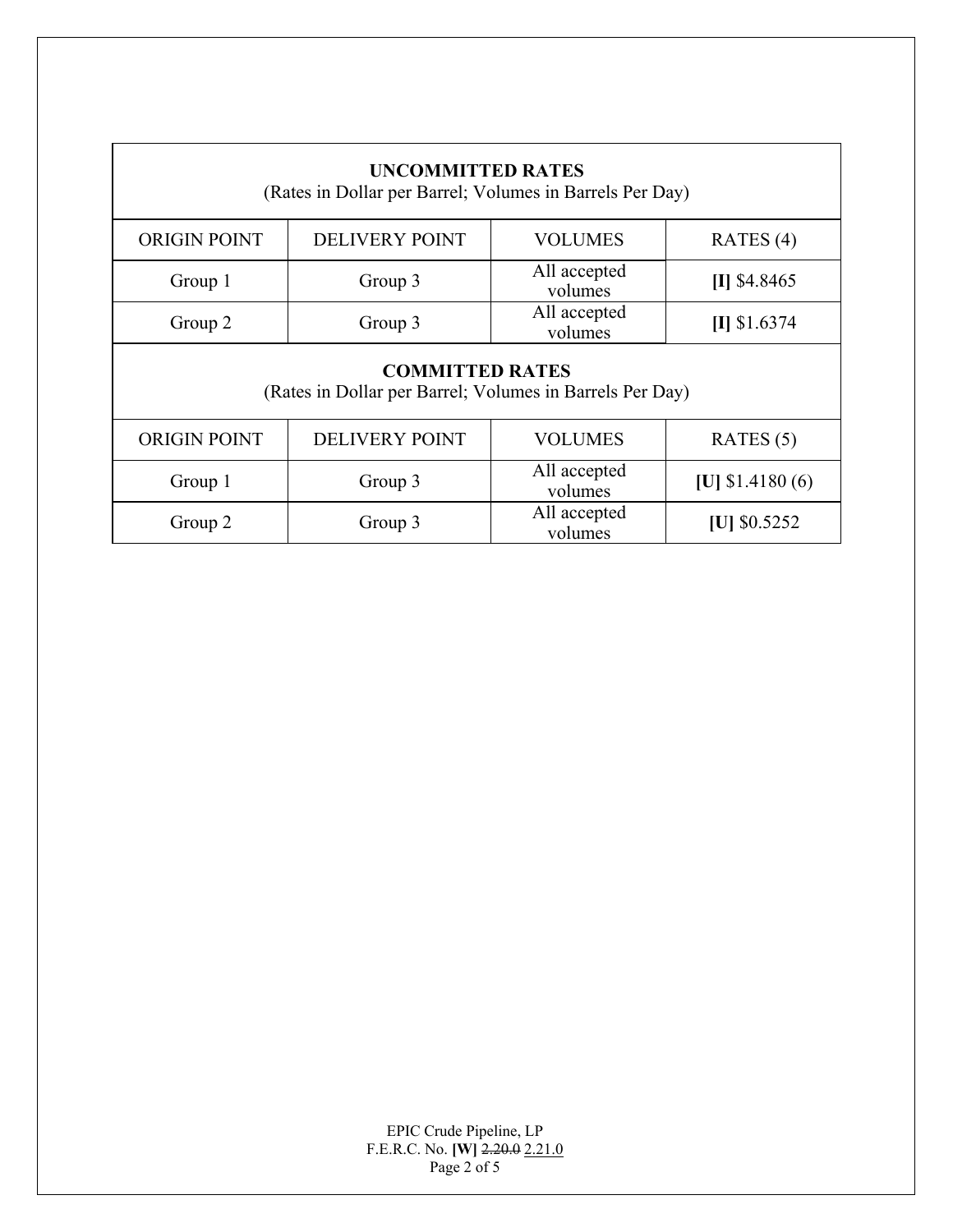| **UNCOMMITTED RATES** (Rates in Dollar per Barrel; Volumes in Barrels Per Day) | | | |
|---|---|---|---|
| ORIGIN POINT | DELIVERY POINT | VOLUMES | RATES (4) |
| Group 1 | Group 3 | All accepted volumes | **[I]** $4.8465 |
| Group 2 | Group 3 | All accepted volumes | **[I]** $1.6374 |

| **COMMITTED RATES** (Rates in Dollar per Barrel; Volumes in Barrels Per Day) | | | |
|---|---|---|---|
| ORIGIN POINT | DELIVERY POINT | VOLUMES | RATES (5) |
| Group 1 | Group 3 | All accepted volumes | **[U]** $1.4180 (6) |
| Group 2 | Group 3 | All accepted volumes | **[U]** $0.5252 |

EPIC Crude Pipeline, LP
F.E.R.C. No. **[W]** ~~2.20.0~~ 2.21.0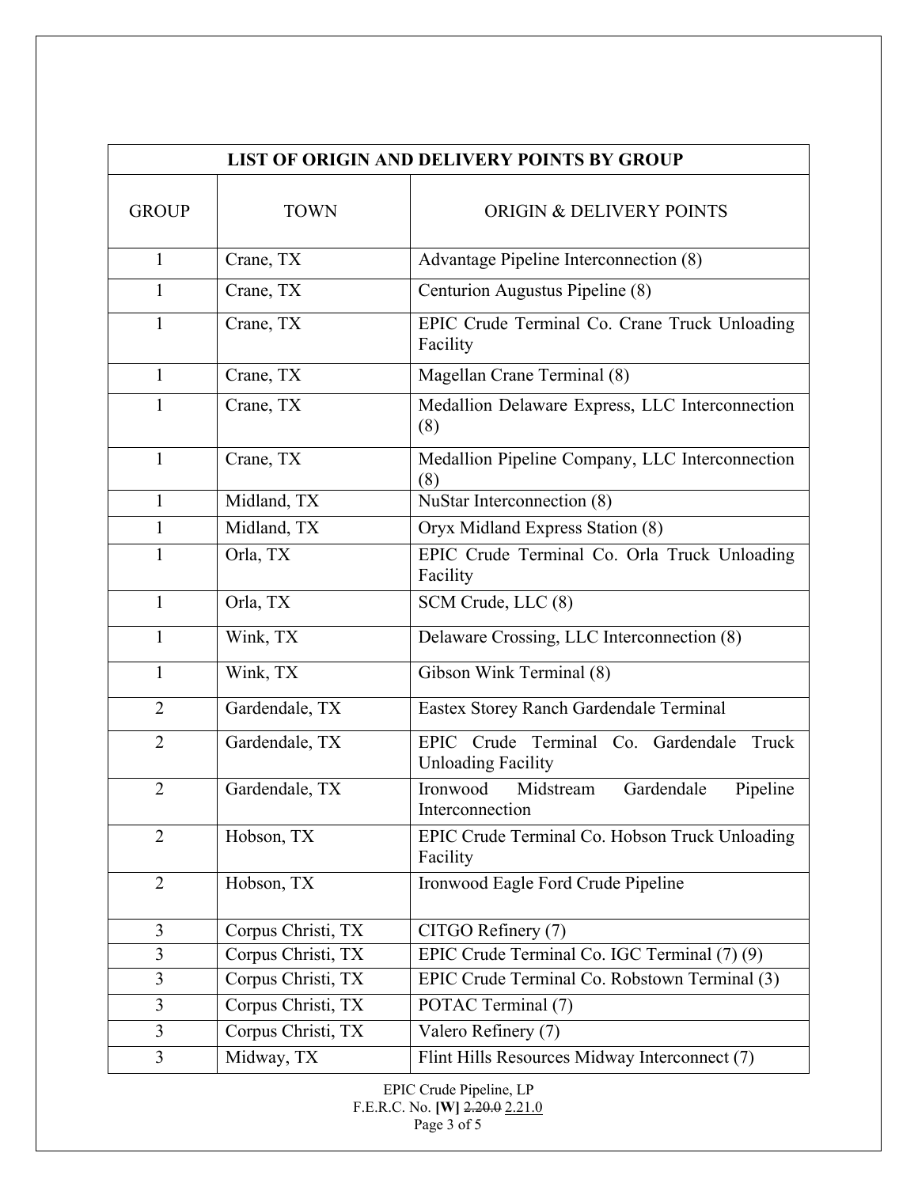| LIST OF ORIGIN AND DELIVERY POINTS BY GROUP | | |
|---|---|---|
| GROUP | TOWN | ORIGIN & DELIVERY POINTS |
| 1 | Crane, TX | Advantage Pipeline Interconnection (8) |
| 1 | Crane, TX | Centurion Augustus Pipeline (8) |
| 1 | Crane, TX | EPIC Crude Terminal Co. Crane Truck Unloading Facility |
| 1 | Crane, TX | Magellan Crane Terminal (8) |
| 1 | Crane, TX | Medallion Delaware Express, LLC Interconnection (8) |
| 1 | Crane, TX | Medallion Pipeline Company, LLC Interconnection (8) |
| 1 | Midland, TX | NuStar Interconnection (8) |
| 1 | Midland, TX | Oryx Midland Express Station (8) |
| 1 | Orla, TX | EPIC Crude Terminal Co. Orla Truck Unloading Facility |
| 1 | Orla, TX | SCM Crude, LLC (8) |
| 1 | Wink, TX | Delaware Crossing, LLC Interconnection (8) |
| 1 | Wink, TX | Gibson Wink Terminal (8) |
| 2 | Gardendale, TX | Eastex Storey Ranch Gardendale Terminal |
| 2 | Gardendale, TX | EPIC Crude Terminal Co. Gardendale Truck Unloading Facility |
| 2 | Gardendale, TX | Ironwood Midstream Gardendale Pipeline Interconnection |
| 2 | Hobson, TX | EPIC Crude Terminal Co. Hobson Truck Unloading Facility |
| 2 | Hobson, TX | Ironwood Eagle Ford Crude Pipeline |
| 3 | Corpus Christi, TX | CITGO Refinery (7) |
| 3 | Corpus Christi, TX | EPIC Crude Terminal Co. IGC Terminal (7) (9) |
| 3 | Corpus Christi, TX | EPIC Crude Terminal Co. Robstown Terminal (3) |
| 3 | Corpus Christi, TX | POTAC Terminal (7) |
| 3 | Corpus Christi, TX | Valero Refinery (7) |
| 3 | Midway, TX | Flint Hills Resources Midway Interconnect (7) |

EPIC Crude Pipeline, LP
F.E.R.C. No. **[W]** ~~2.20.0~~ 2.21.0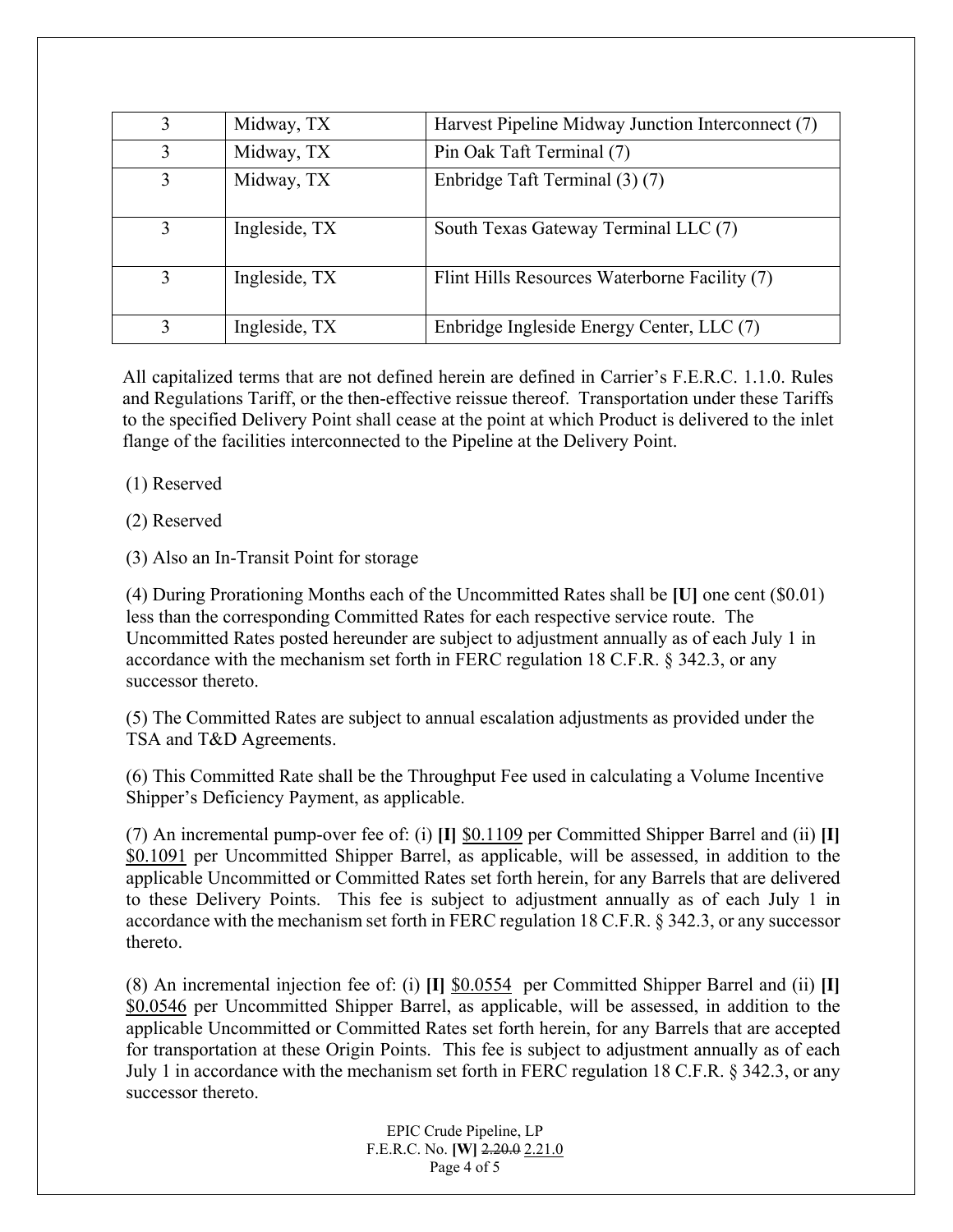| 3 | Midway, TX | Harvest Pipeline Midway Junction Interconnect (7) |
|---|---|---|
| 3 | Midway, TX | Pin Oak Taft Terminal (7) |
| 3 | Midway, TX | Enbridge Taft Terminal (3) (7) |
| 3 | Ingleside, TX | South Texas Gateway Terminal LLC (7) |
| 3 | Ingleside, TX | Flint Hills Resources Waterborne Facility (7) |
| 3 | Ingleside, TX | Enbridge Ingleside Energy Center, LLC (7) |

All capitalized terms that are not defined herein are defined in Carrier's F.E.R.C. 1.1.0. Rules and Regulations Tariff, or the then-effective reissue thereof. Transportation under these Tariffs to the specified Delivery Point shall cease at the point at which Product is delivered to the inlet flange of the facilities interconnected to the Pipeline at the Delivery Point.

(1) Reserved

(2) Reserved

(3) Also an In-Transit Point for storage

(4) During Prorationing Months each of the Uncommitted Rates shall be **[U]** one cent ($0.01) less than the corresponding Committed Rates for each respective service route. The Uncommitted Rates posted hereunder are subject to adjustment annually as of each July 1 in accordance with the mechanism set forth in FERC regulation 18 C.F.R. § 342.3, or any successor thereto.

(5) The Committed Rates are subject to annual escalation adjustments as provided under the TSA and T&D Agreements.

(6) This Committed Rate shall be the Throughput Fee used in calculating a Volume Incentive Shipper's Deficiency Payment, as applicable.

(7) An incremental pump-over fee of: (i) **[I]** $0.1109 per Committed Shipper Barrel and (ii) **[I]** $0.1091 per Uncommitted Shipper Barrel, as applicable, will be assessed, in addition to the applicable Uncommitted or Committed Rates set forth herein, for any Barrels that are delivered to these Delivery Points. This fee is subject to adjustment annually as of each July 1 in accordance with the mechanism set forth in FERC regulation 18 C.F.R. § 342.3, or any successor thereto.

(8) An incremental injection fee of: (i) **[I]** $0.0554 per Committed Shipper Barrel and (ii) **[I]** $0.0546 per Uncommitted Shipper Barrel, as applicable, will be assessed, in addition to the applicable Uncommitted or Committed Rates set forth herein, for any Barrels that are accepted for transportation at these Origin Points. This fee is subject to adjustment annually as of each July 1 in accordance with the mechanism set forth in FERC regulation 18 C.F.R. § 342.3, or any successor thereto.

EPIC Crude Pipeline, LP
F.E.R.C. No. **[W]** ~~2.20.0~~ 2.21.0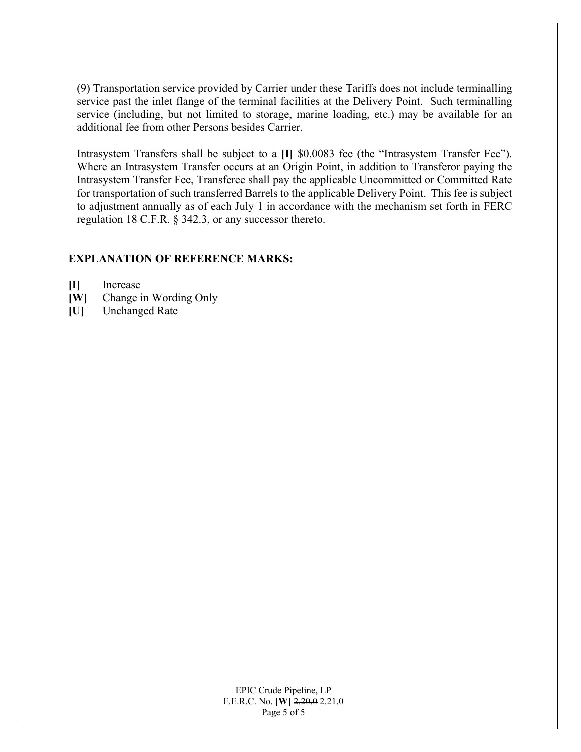(9) Transportation service provided by Carrier under these Tariffs does not include terminalling service past the inlet flange of the terminal facilities at the Delivery Point. Such terminalling service (including, but not limited to storage, marine loading, etc.) may be available for an additional fee from other Persons besides Carrier.

Intrasystem Transfers shall be subject to a **[I]** $0.0083 fee (the "Intrasystem Transfer Fee"). Where an Intrasystem Transfer occurs at an Origin Point, in addition to Transferor paying the Intrasystem Transfer Fee, Transferee shall pay the applicable Uncommitted or Committed Rate for transportation of such transferred Barrels to the applicable Delivery Point. This fee is subject to adjustment annually as of each July 1 in accordance with the mechanism set forth in FERC regulation 18 C.F.R. § 342.3, or any successor thereto.

**EXPLANATION OF REFERENCE MARKS:**

**[I]** Increase
**[W]** Change in Wording Only
**[U]** Unchanged Rate

EPIC Crude Pipeline, LP
F.E.R.C. No. **[W]** ~~2.20.0~~ 2.21.0